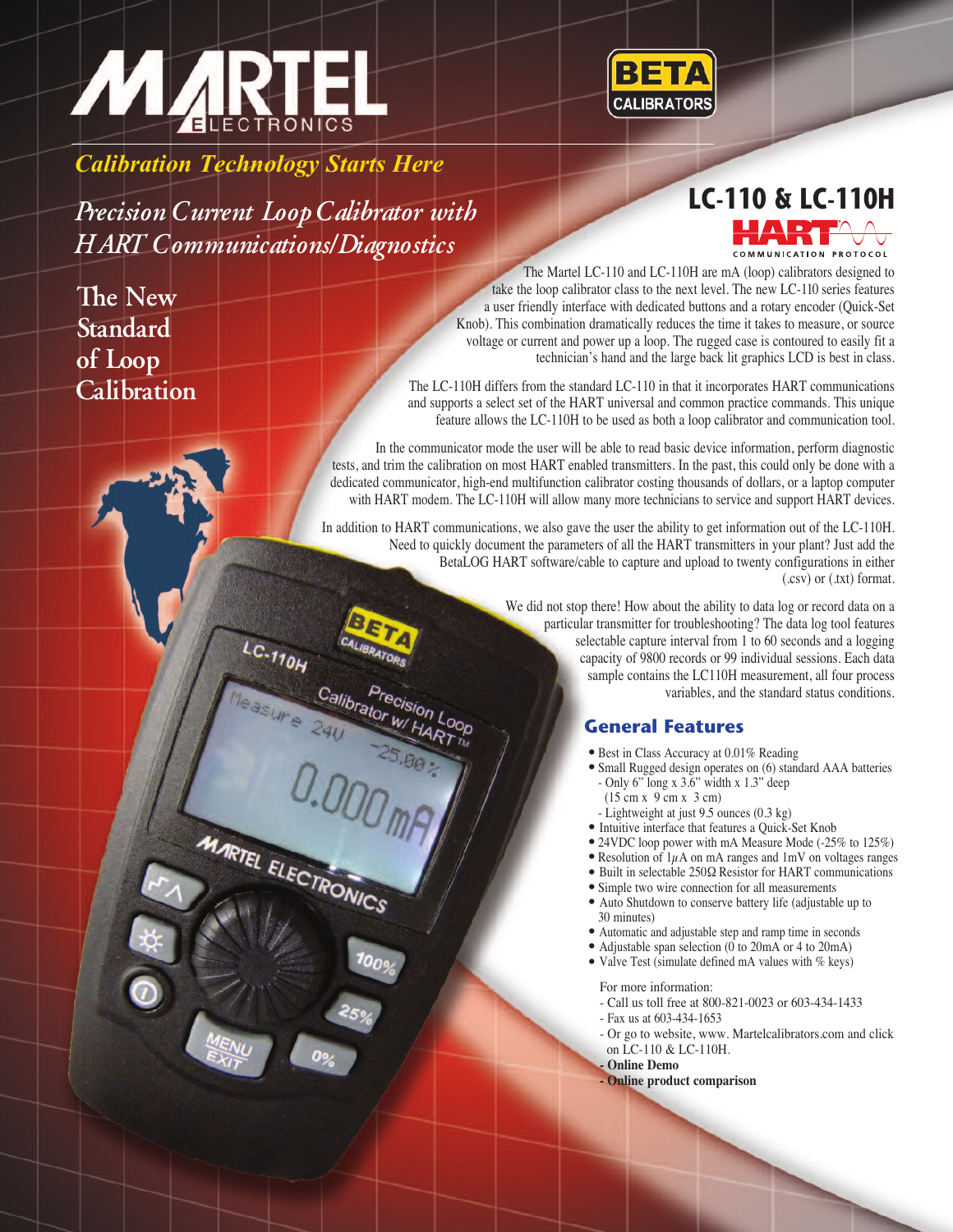# MARTEL ELECTRONICS

**BETA CALIBRATORS**

*Calibration Technology Starts Here*

*Precision Current Loop Calibrator with HART Communications/Diagnostics*

## The New Standard of Loop Calibration

## LC-110 & LC-110H

HART COMMUNICATION PROTOCOL

The Martel LC-110 and LC-110H are mA (loop) calibrators designed to take the loop calibrator class to the next level. The new LC-110 series features a user friendly interface with dedicated buttons and a rotary encoder (Quick-Set Knob). This combination dramatically reduces the time it takes to measure, or source voltage or current and power up a loop. The rugged case is contoured to easily fit a technician's hand and the large back lit graphics LCD is best in class.

The LC-110H differs from the standard LC-110 in that it incorporates HART communications and supports a select set of the HART universal and common practice commands. This unique feature allows the LC-110H to be used as both a loop calibrator and communication tool.

In the communicator mode the user will be able to read basic device information, perform diagnostic tests, and trim the calibration on most HART enabled transmitters. In the past, this could only be done with a dedicated communicator, high-end multifunction calibrator costing thousands of dollars, or a laptop computer with HART modem. The LC-110H will allow many more technicians to service and support HART devices.

In addition to HART communications, we also gave the user the ability to get information out of the LC-110H. Need to quickly document the parameters of all the HART transmitters in your plant? Just add the BetaLOG HART software/cable to capture and upload to twenty configurations in either (.csv) or (.txt) format.

We did not stop there! How about the ability to data log or record data on a particular transmitter for troubleshooting? The data log tool features selectable capture interval from 1 to 60 seconds and a logging capacity of 9800 records or 99 individual sessions. Each data sample contains the LC110H measurement, all four process variables, and the standard status conditions.

## General Features

- Best in Class Accuracy at 0.01% Reading
- Small Rugged design operates on (6) standard AAA batteries
  - Only 6" long x 3.6" width x 1.3" deep (15 cm x 9 cm x 3 cm)
  - Lightweight at just 9.5 ounces (0.3 kg)
- Intuitive interface that features a Quick-Set Knob
- 24VDC loop power with mA Measure Mode (-25% to 125%)
- Resolution of 1$\mu$A on mA ranges and 1mV on voltages ranges
- Built in selectable 250Ω Resistor for HART communications
- Simple two wire connection for all measurements
- Auto Shutdown to conserve battery life (adjustable up to 30 minutes)
- Automatic and adjustable step and ramp time in seconds
- Adjustable span selection (0 to 20mA or 4 to 20mA)
- Valve Test (simulate defined mA values with % keys)

For more information:

- Call us toll free at 800-821-0023 or 603-434-1433
- Fax us at 603-434-1653
- Or go to website, www. Martelcalibrators.com and click on LC-110 & LC-110H.
- **Online Demo**
- **Online product comparison**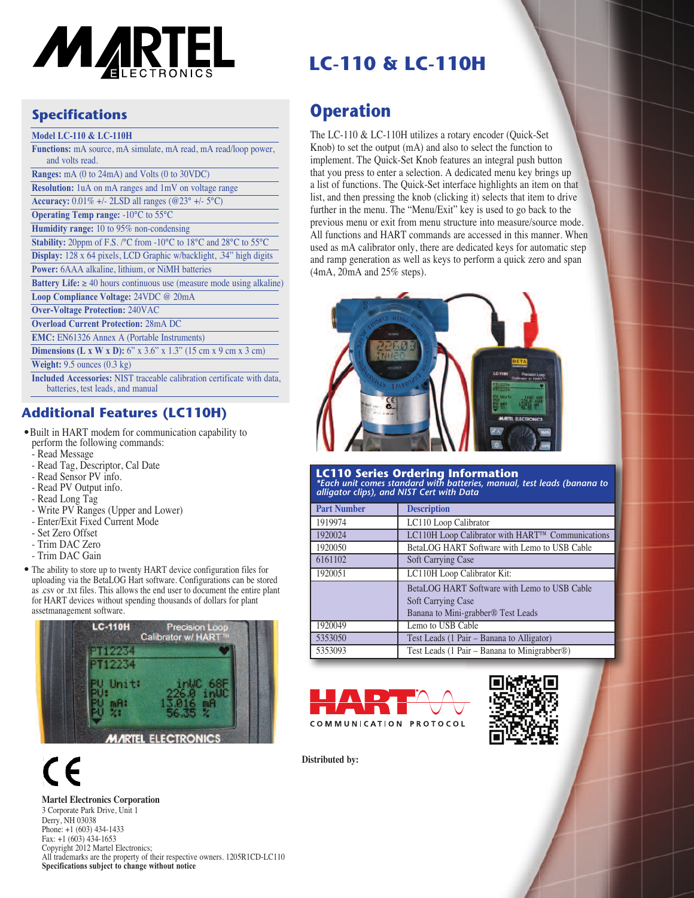# LC-110 & LC-110H

## Specifications

| | |
|---|---|
| **Model LC-110 & LC-110H** | |
| **Functions:** | mA source, mA simulate, mA read, mA read/loop power, and volts read. |
| **Ranges:** | mA (0 to 24mA) and Volts (0 to 30VDC) |
| **Resolution:** | 1uA on mA ranges and 1mV on voltage range |
| **Accuracy:** | 0.01% +/- 2LSD all ranges (@23° +/- 5°C) |
| **Operating Temp range:** | -10°C to 55°C |
| **Humidity range:** | 10 to 95% non-condensing |
| **Stability:** | 20ppm of F.S. /°C from -10°C to 18°C and 28°C to 55°C |
| **Display:** | 128 x 64 pixels, LCD Graphic w/backlight, .34" high digits |
| **Power:** | 6AAA alkaline, lithium, or NiMH batteries |
| **Battery Life:** | ≥ 40 hours continuous use (measure mode using alkaline) |
| **Loop Compliance Voltage:** | 24VDC @ 20mA |
| **Over-Voltage Protection:** | 240VAC |
| **Overload Current Protection:** | 28mA DC |
| **EMC:** | EN61326 Annex A (Portable Instruments) |
| **Dimensions (L x W x D):** | 6" x 3.6" x 1.3" (15 cm x 9 cm x 3 cm) |
| **Weight:** | 9.5 ounces (0.3 kg) |
| **Included Accessories:** | NIST traceable calibration certificate with data, batteries, test leads, and manual |

## Additional Features (LC110H)

- Built in HART modem for communication capability to perform the following commands:
  - Read Message
  - Read Tag, Descriptor, Cal Date
  - Read Sensor PV info.
  - Read PV Output info.
  - Read Long Tag
  - Write PV Ranges (Upper and Lower)
  - Enter/Exit Fixed Current Mode
  - Set Zero Offset
  - Trim DAC Zero
  - Trim DAC Gain
- The ability to store up to twenty HART device configuration files for uploading via the BetaLOG Hart software. Configurations can be stored as .csv or .txt files. This allows the end user to document the entire plant for HART devices without spending thousands of dollars for plant assetmanagement software.

## Operation

The LC-110 & LC-110H utilizes a rotary encoder (Quick-Set Knob) to set the output (mA) and also to select the function to implement. The Quick-Set Knob features an integral push button that you press to enter a selection. A dedicated menu key brings up a list of functions. The Quick-Set interface highlights an item on that list, and then pressing the knob (clicking it) selects that item to drive further in the menu. The "Menu/Exit" key is used to go back to the previous menu or exit from menu structure into measure/source mode. All functions and HART commands are accessed in this manner. When used as mA calibrator only, there are dedicated keys for automatic step and ramp generation as well as keys to perform a quick zero and span (4mA, 20mA and 25% steps).

## LC110 Series Ordering Information

*\*Each unit comes standard with batteries, manual, test leads (banana to alligator clips), and NIST Cert with Data*

| Part Number | Description |
|---|---|
| 1919974 | LC110 Loop Calibrator |
| 1920024 | LC110H Loop Calibrator with HART™ Communications |
| 1920050 | BetaLOG HART Software with Lemo to USB Cable |
| 6161102 | Soft Carrying Case |
| 1920051 | LC110H Loop Calibrator Kit: |
| | BetaLOG HART Software with Lemo to USB Cable<br>Soft Carrying Case<br>Banana to Mini-grabber® Test Leads |
| 1920049 | Lemo to USB Cable |
| 5353050 | Test Leads (1 Pair – Banana to Alligator) |
| 5353093 | Test Leads (1 Pair – Banana to Minigrabber®) |

HART COMMUNICATION PROTOCOL

**Distributed by:**

**Martel Electronics Corporation**
3 Corporate Park Drive, Unit 1
Derry, NH 03038
Phone: +1 (603) 434-1433
Fax: +1 (603) 434-1653
Copyright 2012 Martel Electronics;
All trademarks are the property of their respective owners. 1205R1CD-LC110
**Specifications subject to change without notice**